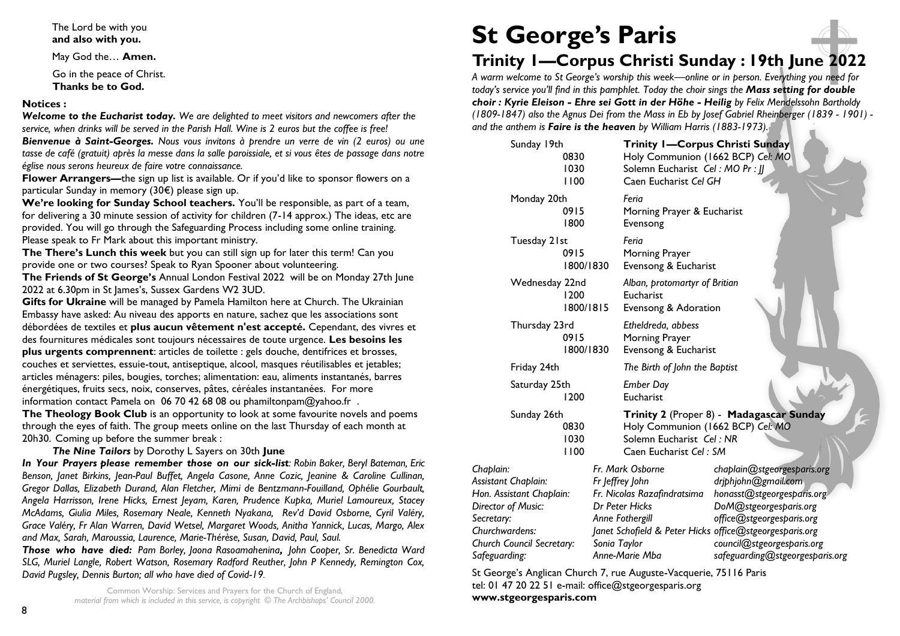The Lord be with you
**and also with you.**

May God the… **Amen.**

Go in the peace of Christ.
**Thanks be to God.**

**Notices :**

***Welcome to the Eucharist today.*** *We are delighted to meet visitors and newcomers after the service, when drinks will be served in the Parish Hall. Wine is 2 euros but the coffee is free!*

***Bienvenue à Saint-Georges.*** *Nous vous invitons à prendre un verre de vin (2 euros) ou une tasse de café (gratuit) après la messe dans la salle paroissiale, et si vous êtes de passage dans notre église nous serons heureux de faire votre connaissance.*

**Flower Arrangers—**the sign up list is available. Or if you'd like to sponsor flowers on a particular Sunday in memory (30€) please sign up.

**We're looking for Sunday School teachers.** You'll be responsible, as part of a team, for delivering a 30 minute session of activity for children (7-14 approx.) The ideas, etc are provided. You will go through the Safeguarding Process including some online training. Please speak to Fr Mark about this important ministry.

**The There's Lunch this week** but you can still sign up for later this term! Can you provide one or two courses? Speak to Ryan Spooner about volunteering.

**The Friends of St George's** Annual London Festival 2022 will be on Monday 27th June 2022 at 6.30pm in St James's, Sussex Gardens W2 3UD.

**Gifts for Ukraine** will be managed by Pamela Hamilton here at Church. The Ukrainian Embassy have asked: Au niveau des apports en nature, sachez que les associations sont débordées de textiles et **plus aucun vêtement n'est accepté.** Cependant, des vivres et des fournitures médicales sont toujours nécessaires de toute urgence. **Les besoins les plus urgents comprennent**: articles de toilette : gels douche, dentifrices et brosses, couches et serviettes, essuie-tout, antiseptique, alcool, masques réutilisables et jetables; articles ménagers: piles, bougies, torches; alimentation: eau, aliments instantanés, barres énergétiques, fruits secs, noix, conserves, pâtes, céréales instantanées. For more information contact Pamela on 06 70 42 68 08 ou phamiltonpam@yahoo.fr .

**The Theology Book Club** is an opportunity to look at some favourite novels and poems through the eyes of faith. The group meets online on the last Thursday of each month at 20h30. Coming up before the summer break :

***The Nine Tailors*** by Dorothy L Sayers on 30th **June**

***In Your Prayers please remember those on our sick-list***: *Robin Baker, Beryl Bateman, Eric Benson, Janet Birkins, Jean-Paul Buffet, Angela Casone, Anne Cozic, Jeanine & Caroline Cullinan, Gregor Dallas, Elizabeth Durand, Alan Fletcher, Mimi de Bentzmann-Fouilland, Ophélie Gourbault, Angela Harrisson, Irene Hicks, Ernest Jeyam, Karen, Prudence Kupka, Muriel Lamoureux, Stacey McAdams, Giulia Miles, Rosemary Neale, Kenneth Nyakana, Rev'd David Osborne, Cyril Valéry, Grace Valéry, Fr Alan Warren, David Wetsel, Margaret Woods, Anitha Yannick, Lucas, Margo, Alex and Max, Sarah, Maroussia, Laurence, Marie-Thérèse, Susan, David, Paul, Saul.*

***Those who have died:*** *Pam Borley, Jaona Rasoamahenina,* *John Cooper, Sr. Benedicta Ward SLG, Muriel Langle, Robert Watson, Rosemary Radford Reuther, John P Kennedy, Remington Cox, David Pugsley, Dennis Burton; all who have died of Covid-19.*

Common Worship: Services and Prayers for the Church of England,
*material from which is included in this service, is copyright © The Archbishops' Council 2000.*

# St George's Paris

## Trinity 1—Corpus Christi Sunday : 19th June 2022

*A warm welcome to St George's worship this week—online or in person. Everything you need for today's service you'll find in this pamphlet. Today the choir sings the **Mass setting for double choir : Kyrie Eleison - Ehre sei Gott in der Höhe - Heilig** by Felix Mendelssohn Bartholdy (1809-1847) also the Agnus Dei from the Mass in Eb by Josef Gabriel Rheinberger (1839 - 1901) - and the anthem is **Faire is the heaven** by William Harris (1883-1973).*

| | | |
|---|---|---|
| Sunday 19th | | **Trinity 1—Corpus Christi Sunday** |
| | 0830 | Holy Communion (1662 BCP) *Cel: MO* |
| | 1030 | Solemn Eucharist *Cel : MO Pr : JJ* |
| | 1100 | Caen Eucharist *Cel GH* |
| Monday 20th | | *Feria* |
| | 0915 | Morning Prayer & Eucharist |
| | 1800 | Evensong |
| Tuesday 21st | | *Feria* |
| | 0915 | Morning Prayer |
| | 1800/1830 | Evensong & Eucharist |
| Wednesday 22nd | | *Alban, protomartyr of Britian* |
| | 1200 | Eucharist |
| | 1800/1815 | Evensong & Adoration |
| Thursday 23rd | | *Etheldreda, abbess* |
| | 0915 | Morning Prayer |
| | 1800/1830 | Evensong & Eucharist |
| Friday 24th | | *The Birth of John the Baptist* |
| Saturday 25th | | *Ember Day* |
| | 1200 | Eucharist |
| Sunday 26th | | **Trinity 2** (Proper 8) - **Madagascar Sunday** |
| | 0830 | Holy Communion (1662 BCP) *Cel: MO* |
| | 1030 | Solemn Eucharist *Cel : NR* |
| | 1100 | Caen Eucharist *Cel : SM* |

| | | |
|---|---|---|
| *Chaplain:* | *Fr. Mark Osborne* | *chaplain@stgeorgesparis.org* |
| *Assistant Chaplain:* | *Fr Jeffrey John* | *drjphjohn@gmail.com* |
| *Hon. Assistant Chaplain:* | *Fr. Nicolas Razafindratsima* | *honasst@stgeorgesparis.org* |
| *Director of Music:* | *Dr Peter Hicks* | *DoM@stgeorgesparis.org* |
| *Secretary:* | *Anne Fothergill* | *office@stgeorgesparis.org* |
| *Churchwardens:* | *Janet Schofield & Peter Hicks* | *office@stgeorgesparis.org* |
| *Church Council Secretary:* | *Sonia Taylor* | *council@stgeorgesparis.org* |
| *Safeguarding:* | *Anne-Marie Mba* | *safeguarding@stgeorgesparis.org* |

St George's Anglican Church 7, rue Auguste-Vacquerie, 75116 Paris
tel: 01 47 20 22 51 e-mail: office@stgeorgesparis.org
**www.stgeorgesparis.com**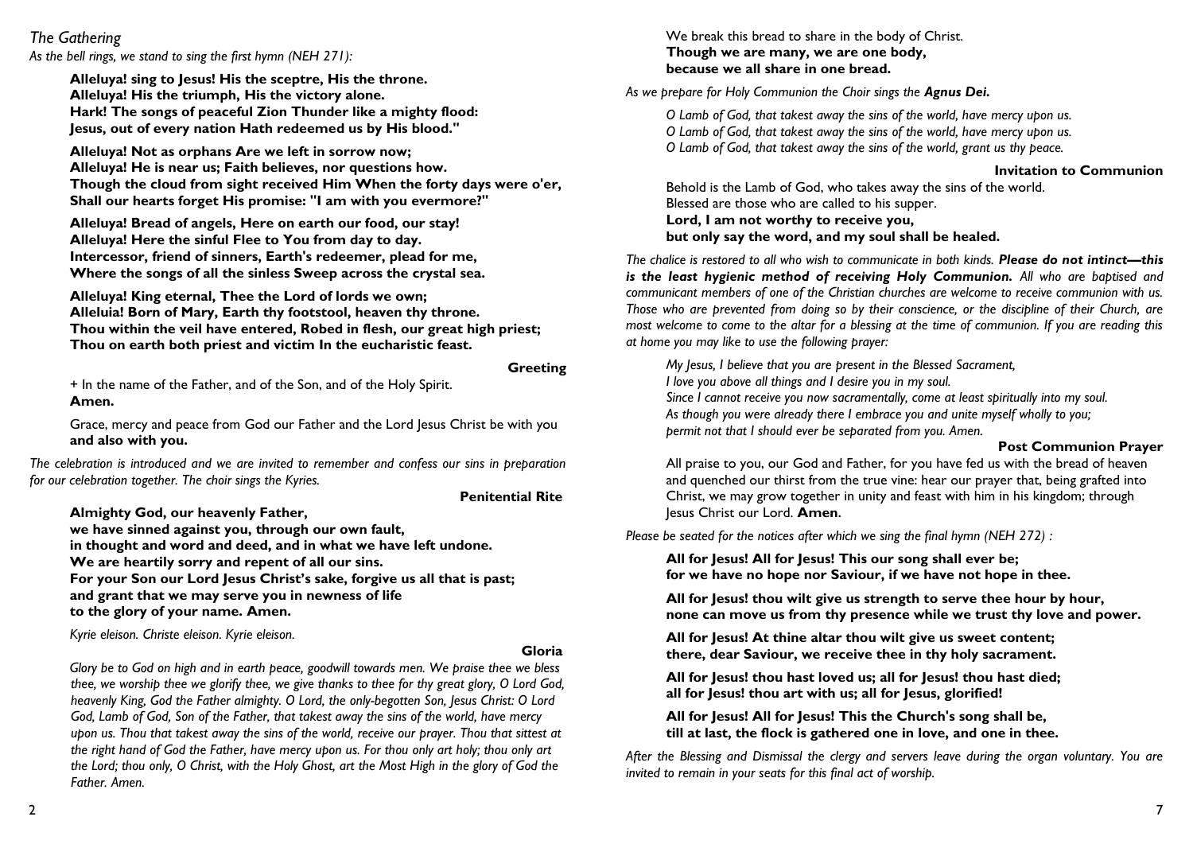*The Gathering*

*As the bell rings, we stand to sing the first hymn (NEH 271):*

**Alleluya! sing to Jesus! His the sceptre, His the throne.**
**Alleluya! His the triumph, His the victory alone.**
**Hark! The songs of peaceful Zion Thunder like a mighty flood:**
**Jesus, out of every nation Hath redeemed us by His blood."**

**Alleluya! Not as orphans Are we left in sorrow now;**
**Alleluya! He is near us; Faith believes, nor questions how.**
**Though the cloud from sight received Him When the forty days were o'er,**
**Shall our hearts forget His promise: "I am with you evermore?"**

**Alleluya! Bread of angels, Here on earth our food, our stay!**
**Alleluya! Here the sinful Flee to You from day to day.**
**Intercessor, friend of sinners, Earth's redeemer, plead for me,**
**Where the songs of all the sinless Sweep across the crystal sea.**

**Alleluya! King eternal, Thee the Lord of lords we own;**
**Alleluia! Born of Mary, Earth thy footstool, heaven thy throne.**
**Thou within the veil have entered, Robed in flesh, our great high priest;**
**Thou on earth both priest and victim In the eucharistic feast.**

**Greeting**

+ In the name of the Father, and of the Son, and of the Holy Spirit.
**Amen.**

Grace, mercy and peace from God our Father and the Lord Jesus Christ be with you
**and also with you.**

*The celebration is introduced and we are invited to remember and confess our sins in preparation for our celebration together. The choir sings the Kyries.*

**Penitential Rite**

**Almighty God, our heavenly Father,**
**we have sinned against you, through our own fault,**
**in thought and word and deed, and in what we have left undone.**
**We are heartily sorry and repent of all our sins.**
**For your Son our Lord Jesus Christ's sake, forgive us all that is past;**
**and grant that we may serve you in newness of life**
**to the glory of your name. Amen.**

*Kyrie eleison. Christe eleison. Kyrie eleison.*

**Gloria**

*Glory be to God on high and in earth peace, goodwill towards men. We praise thee we bless thee, we worship thee we glorify thee, we give thanks to thee for thy great glory, O Lord God, heavenly King, God the Father almighty. O Lord, the only-begotten Son, Jesus Christ: O Lord God, Lamb of God, Son of the Father, that takest away the sins of the world, have mercy upon us. Thou that takest away the sins of the world, receive our prayer. Thou that sittest at the right hand of God the Father, have mercy upon us. For thou only art holy; thou only art the Lord; thou only, O Christ, with the Holy Ghost, art the Most High in the glory of God the Father. Amen.*

We break this bread to share in the body of Christ.
**Though we are many, we are one body,**
**because we all share in one bread.**

*As we prepare for Holy Communion the Choir sings the* ***Agnus Dei.***

*O Lamb of God, that takest away the sins of the world, have mercy upon us.*
*O Lamb of God, that takest away the sins of the world, have mercy upon us.*
*O Lamb of God, that takest away the sins of the world, grant us thy peace.*

**Invitation to Communion**

Behold is the Lamb of God, who takes away the sins of the world.
Blessed are those who are called to his supper.
**Lord, I am not worthy to receive you,**
**but only say the word, and my soul shall be healed.**

*The chalice is restored to all who wish to communicate in both kinds.* ***Please do not intinct—this is the least hygienic method of receiving Holy Communion.*** *All who are baptised and communicant members of one of the Christian churches are welcome to receive communion with us. Those who are prevented from doing so by their conscience, or the discipline of their Church, are most welcome to come to the altar for a blessing at the time of communion. If you are reading this at home you may like to use the following prayer:*

*My Jesus, I believe that you are present in the Blessed Sacrament,*
*I love you above all things and I desire you in my soul.*
*Since I cannot receive you now sacramentally, come at least spiritually into my soul.*
*As though you were already there I embrace you and unite myself wholly to you;*
*permit not that I should ever be separated from you. Amen.*

**Post Communion Prayer**

All praise to you, our God and Father, for you have fed us with the bread of heaven and quenched our thirst from the true vine: hear our prayer that, being grafted into Christ, we may grow together in unity and feast with him in his kingdom; through Jesus Christ our Lord. **Amen**.

*Please be seated for the notices after which we sing the final hymn (NEH 272) :*

**All for Jesus! All for Jesus! This our song shall ever be;**
**for we have no hope nor Saviour, if we have not hope in thee.**

**All for Jesus! thou wilt give us strength to serve thee hour by hour,**
**none can move us from thy presence while we trust thy love and power.**

**All for Jesus! At thine altar thou wilt give us sweet content;**
**there, dear Saviour, we receive thee in thy holy sacrament.**

**All for Jesus! thou hast loved us; all for Jesus! thou hast died;**
**all for Jesus! thou art with us; all for Jesus, glorified!**

**All for Jesus! All for Jesus! This the Church's song shall be,**
**till at last, the flock is gathered one in love, and one in thee.**

*After the Blessing and Dismissal the clergy and servers leave during the organ voluntary. You are invited to remain in your seats for this final act of worship.*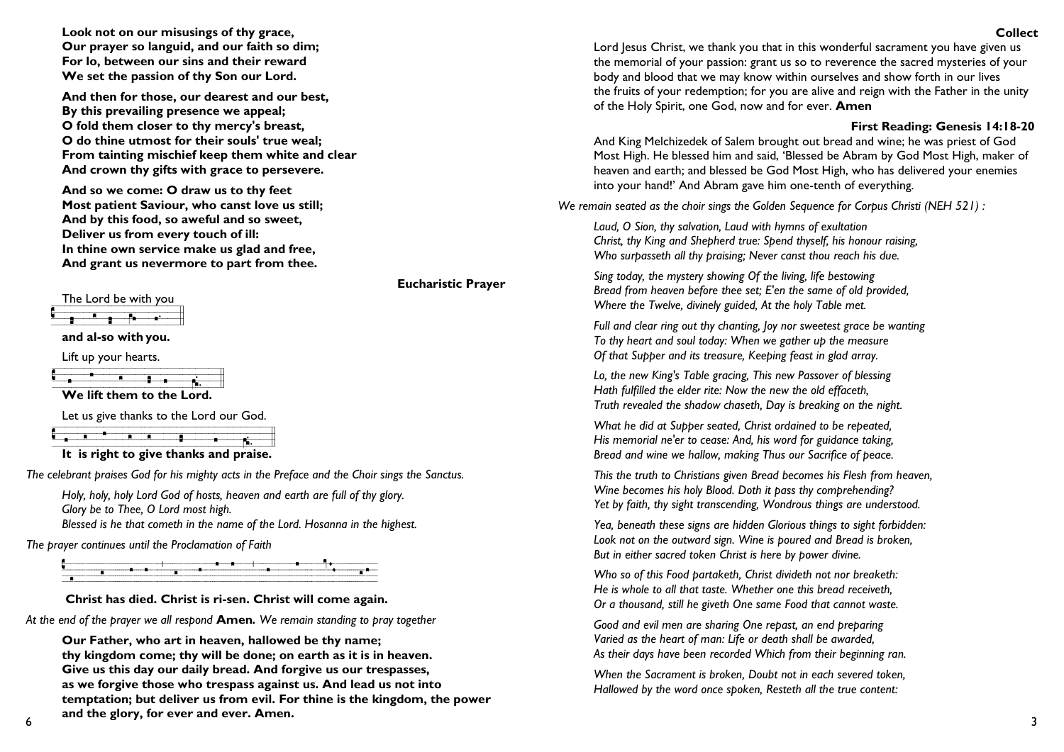**Look not on our misusings of thy grace,**
**Our prayer so languid, and our faith so dim;**
**For lo, between our sins and their reward**
**We set the passion of thy Son our Lord.**

**And then for those, our dearest and our best,**
**By this prevailing presence we appeal;**
**O fold them closer to thy mercy's breast,**
**O do thine utmost for their souls' true weal;**
**From tainting mischief keep them white and clear**
**And crown thy gifts with grace to persevere.**

**And so we come: O draw us to thy feet**
**Most patient Saviour, who canst love us still;**
**And by this food, so aweful and so sweet,**
**Deliver us from every touch of ill:**
**In thine own service make us glad and free,**
**And grant us nevermore to part from thee.**

### Eucharistic Prayer

The Lord be with you

**and al-so with you.**

Lift up your hearts.

**We lift them to the Lord.**

Let us give thanks to the Lord our God.

**It is right to give thanks and praise.**

*The celebrant praises God for his mighty acts in the Preface and the Choir sings the Sanctus.*

*Holy, holy, holy Lord God of hosts, heaven and earth are full of thy glory.*
*Glory be to Thee, O Lord most high.*
*Blessed is he that cometh in the name of the Lord. Hosanna in the highest.*

*The prayer continues until the Proclamation of Faith*

**Christ has died. Christ is ri-sen. Christ will come again.**

*At the end of the prayer we all respond* **Amen.** *We remain standing to pray together*

**Our Father, who art in heaven, hallowed be thy name;**
**thy kingdom come; thy will be done; on earth as it is in heaven.**
**Give us this day our daily bread. And forgive us our trespasses,**
**as we forgive those who trespass against us. And lead us not into**
**temptation; but deliver us from evil. For thine is the kingdom, the power**
**and the glory, for ever and ever. Amen.**

### Collect

Lord Jesus Christ, we thank you that in this wonderful sacrament you have given us the memorial of your passion: grant us so to reverence the sacred mysteries of your body and blood that we may know within ourselves and show forth in our lives the fruits of your redemption; for you are alive and reign with the Father in the unity of the Holy Spirit, one God, now and for ever. **Amen**

### First Reading: Genesis 14:18-20

And King Melchizedek of Salem brought out bread and wine; he was priest of God Most High. He blessed him and said, 'Blessed be Abram by God Most High, maker of heaven and earth; and blessed be God Most High, who has delivered your enemies into your hand!' And Abram gave him one-tenth of everything.

*We remain seated as the choir sings the Golden Sequence for Corpus Christi (NEH 521) :*

*Laud, O Sion, thy salvation, Laud with hymns of exultation*
*Christ, thy King and Shepherd true: Spend thyself, his honour raising,*
*Who surpasseth all thy praising; Never canst thou reach his due.*

*Sing today, the mystery showing Of the living, life bestowing*
*Bread from heaven before thee set; E'en the same of old provided,*
*Where the Twelve, divinely guided, At the holy Table met.*

*Full and clear ring out thy chanting, Joy nor sweetest grace be wanting*
*To thy heart and soul today: When we gather up the measure*
*Of that Supper and its treasure, Keeping feast in glad array.*

*Lo, the new King's Table gracing, This new Passover of blessing*
*Hath fulfilled the elder rite: Now the new the old effaceth,*
*Truth revealed the shadow chaseth, Day is breaking on the night.*

*What he did at Supper seated, Christ ordained to be repeated,*
*His memorial ne'er to cease: And, his word for guidance taking,*
*Bread and wine we hallow, making Thus our Sacrifice of peace.*

*This the truth to Christians given Bread becomes his Flesh from heaven,*
*Wine becomes his holy Blood. Doth it pass thy comprehending?*
*Yet by faith, thy sight transcending, Wondrous things are understood.*

*Yea, beneath these signs are hidden Glorious things to sight forbidden:*
*Look not on the outward sign. Wine is poured and Bread is broken,*
*But in either sacred token Christ is here by power divine.*

*Who so of this Food partaketh, Christ divideth not nor breaketh:*
*He is whole to all that taste. Whether one this bread receiveth,*
*Or a thousand, still he giveth One same Food that cannot waste.*

*Good and evil men are sharing One repast, an end preparing*
*Varied as the heart of man: Life or death shall be awarded,*
*As their days have been recorded Which from their beginning ran.*

*When the Sacrament is broken, Doubt not in each severed token,*
*Hallowed by the word once spoken, Resteth all the true content:*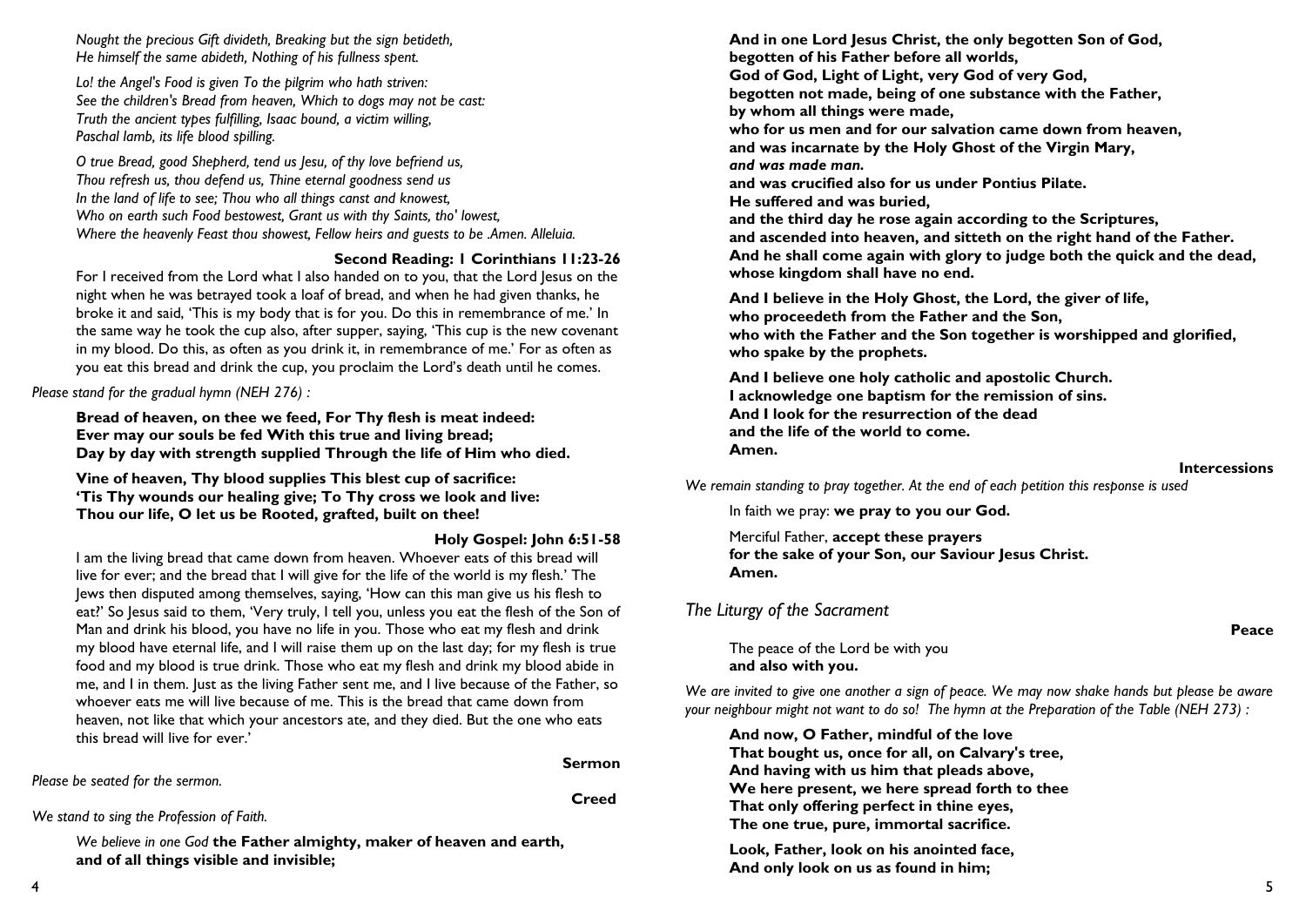*Nought the precious Gift divideth, Breaking but the sign betideth,*
*He himself the same abideth, Nothing of his fullness spent.*

*Lo! the Angel's Food is given To the pilgrim who hath striven:*
*See the children's Bread from heaven, Which to dogs may not be cast:*
*Truth the ancient types fulfilling, Isaac bound, a victim willing,*
*Paschal lamb, its life blood spilling.*

*O true Bread, good Shepherd, tend us Jesu, of thy love befriend us,*
*Thou refresh us, thou defend us, Thine eternal goodness send us*
*In the land of life to see; Thou who all things canst and knowest,*
*Who on earth such Food bestowest, Grant us with thy Saints, tho' lowest,*
*Where the heavenly Feast thou showest, Fellow heirs and guests to be .Amen. Alleluia.*

**Second Reading: 1 Corinthians 11:23-26**

For I received from the Lord what I also handed on to you, that the Lord Jesus on the night when he was betrayed took a loaf of bread, and when he had given thanks, he broke it and said, 'This is my body that is for you. Do this in remembrance of me.' In the same way he took the cup also, after supper, saying, 'This cup is the new covenant in my blood. Do this, as often as you drink it, in remembrance of me.' For as often as you eat this bread and drink the cup, you proclaim the Lord's death until he comes.

*Please stand for the gradual hymn (NEH 276) :*

**Bread of heaven, on thee we feed, For Thy flesh is meat indeed:**
**Ever may our souls be fed With this true and living bread;**
**Day by day with strength supplied Through the life of Him who died.**

**Vine of heaven, Thy blood supplies This blest cup of sacrifice:**
**'Tis Thy wounds our healing give; To Thy cross we look and live:**
**Thou our life, O let us be Rooted, grafted, built on thee!**

**Holy Gospel: John 6:51-58**

I am the living bread that came down from heaven. Whoever eats of this bread will live for ever; and the bread that I will give for the life of the world is my flesh.' The Jews then disputed among themselves, saying, 'How can this man give us his flesh to eat?' So Jesus said to them, 'Very truly, I tell you, unless you eat the flesh of the Son of Man and drink his blood, you have no life in you. Those who eat my flesh and drink my blood have eternal life, and I will raise them up on the last day; for my flesh is true food and my blood is true drink. Those who eat my flesh and drink my blood abide in me, and I in them. Just as the living Father sent me, and I live because of the Father, so whoever eats me will live because of me. This is the bread that came down from heaven, not like that which your ancestors ate, and they died. But the one who eats this bread will live for ever.'

**Sermon**

*Please be seated for the sermon.*

**Creed**

*We stand to sing the Profession of Faith.*

*We believe in one God* **the Father almighty, maker of heaven and earth,**
**and of all things visible and invisible;**

**And in one Lord Jesus Christ, the only begotten Son of God,**
**begotten of his Father before all worlds,**
**God of God, Light of Light, very God of very God,**
**begotten not made, being of one substance with the Father,**
**by whom all things were made,**
**who for us men and for our salvation came down from heaven,**
**and was incarnate by the Holy Ghost of the Virgin Mary,**
***and was made man.***
**and was crucified also for us under Pontius Pilate.**
**He suffered and was buried,**
**and the third day he rose again according to the Scriptures,**
**and ascended into heaven, and sitteth on the right hand of the Father.**
**And he shall come again with glory to judge both the quick and the dead,**
**whose kingdom shall have no end.**

**And I believe in the Holy Ghost, the Lord, the giver of life,**
**who proceedeth from the Father and the Son,**
**who with the Father and the Son together is worshipped and glorified,**
**who spake by the prophets.**

**And I believe one holy catholic and apostolic Church.**
**I acknowledge one baptism for the remission of sins.**
**And I look for the resurrection of the dead**
**and the life of the world to come.**
**Amen.**

**Intercessions**

*We remain standing to pray together. At the end of each petition this response is used*

In faith we pray: **we pray to you our God.**

Merciful Father, **accept these prayers**
**for the sake of your Son, our Saviour Jesus Christ.**
**Amen.**

## *The Liturgy of the Sacrament*

**Peace**

The peace of the Lord be with you
**and also with you.**

*We are invited to give one another a sign of peace. We may now shake hands but please be aware your neighbour might not want to do so! The hymn at the Preparation of the Table (NEH 273) :*

**And now, O Father, mindful of the love**
**That bought us, once for all, on Calvary's tree,**
**And having with us him that pleads above,**
**We here present, we here spread forth to thee**
**That only offering perfect in thine eyes,**
**The one true, pure, immortal sacrifice.**

**Look, Father, look on his anointed face,**
**And only look on us as found in him;**